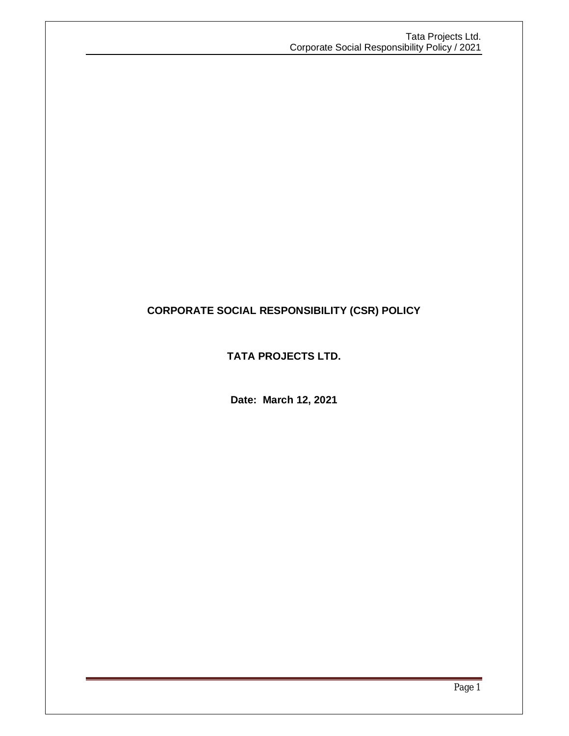# CORPORATE SOCIAL RESPONSIBILITY (CSR) POLICY

## TATA PROJECTS LTD.

**Date: March 12, 2021**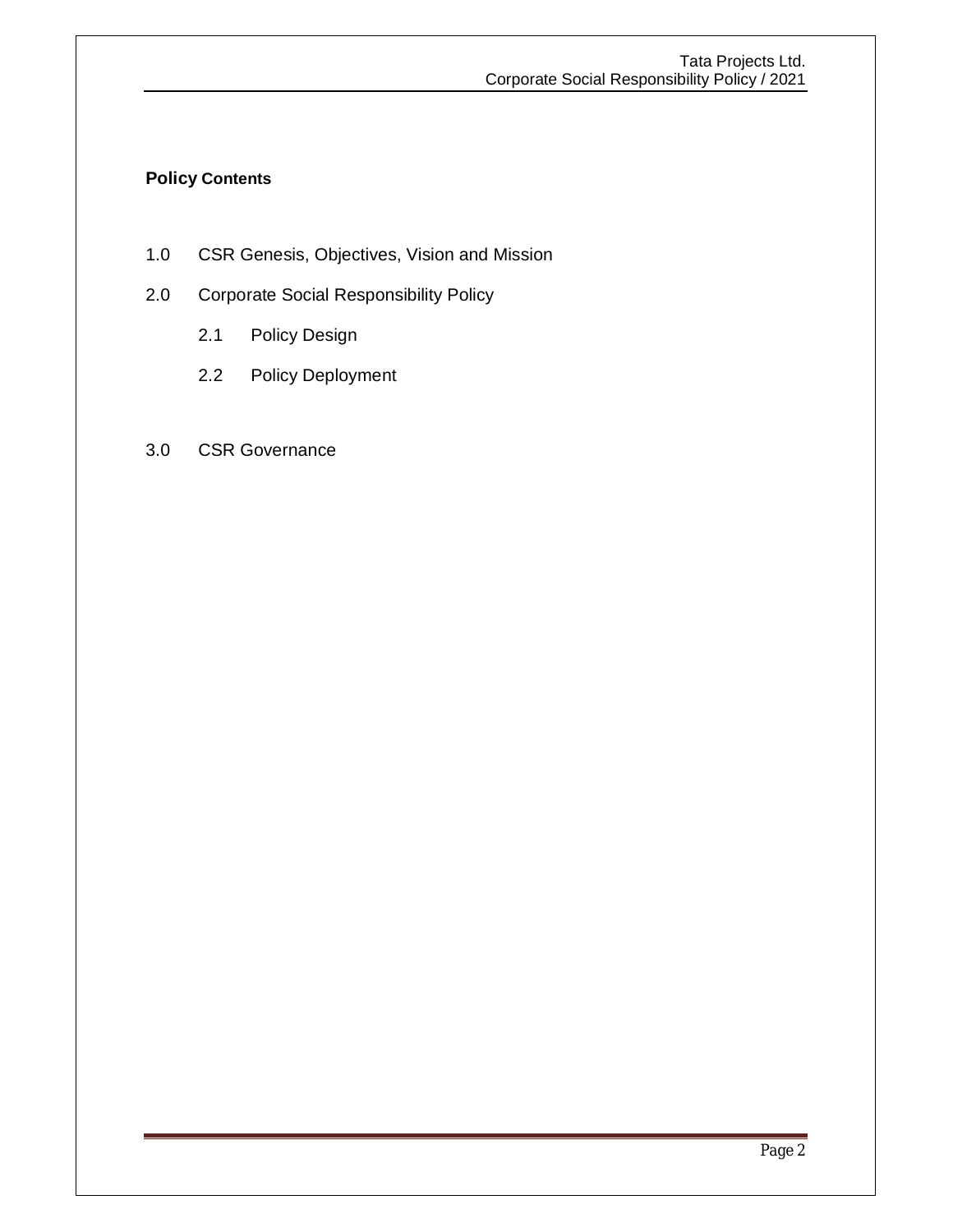**Policy Contents**

1.0 CSR Genesis, Objectives, Vision and Mission

2.0 Corporate Social Responsibility Policy

- 2.1 Policy Design
- 2.2 Policy Deployment

3.0 CSR Governance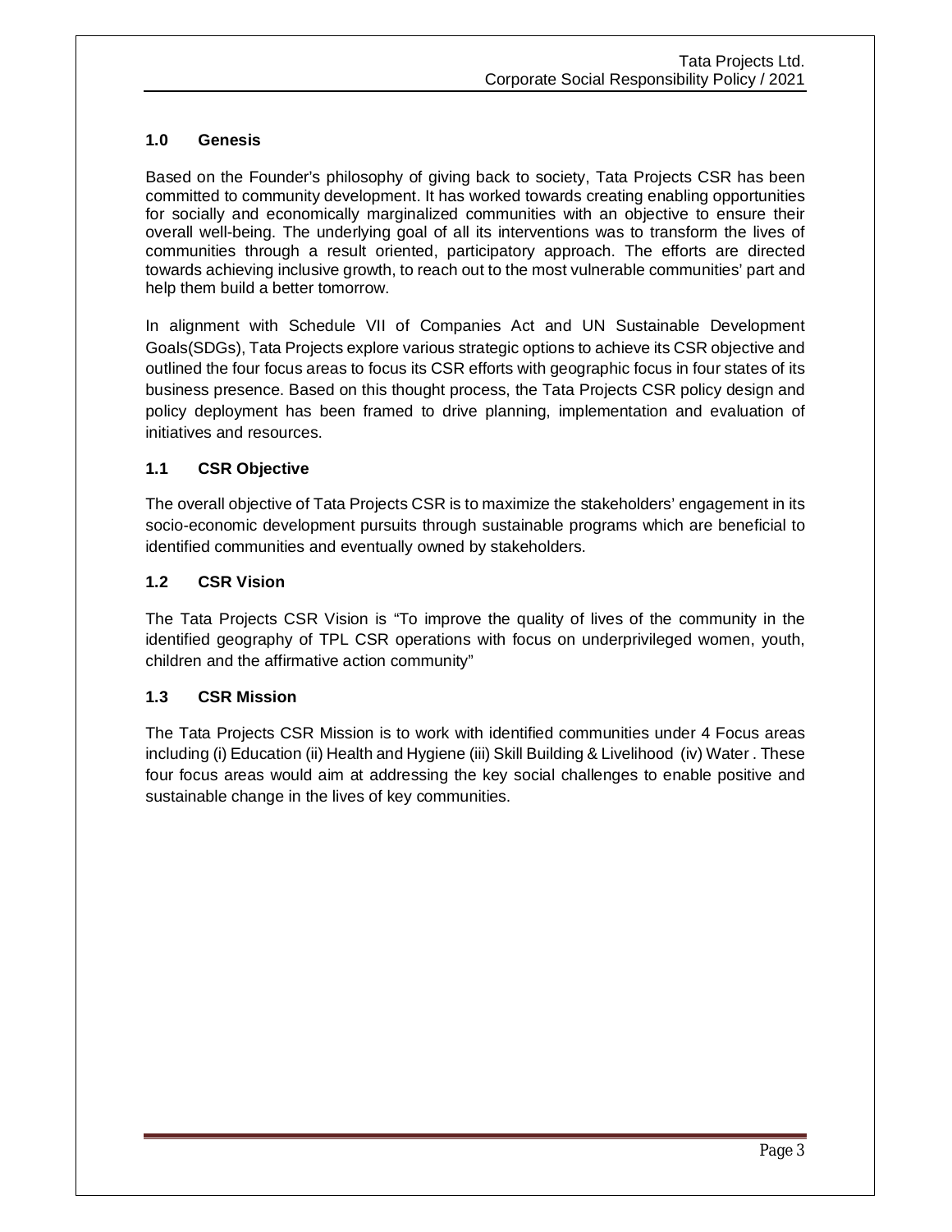## 1.0 Genesis

Based on the Founder's philosophy of giving back to society, Tata Projects CSR has been committed to community development. It has worked towards creating enabling opportunities for socially and economically marginalized communities with an objective to ensure their overall well-being. The underlying goal of all its interventions was to transform the lives of communities through a result oriented, participatory approach. The efforts are directed towards achieving inclusive growth, to reach out to the most vulnerable communities' part and help them build a better tomorrow.

In alignment with Schedule VII of Companies Act and UN Sustainable Development Goals(SDGs), Tata Projects explore various strategic options to achieve its CSR objective and outlined the four focus areas to focus its CSR efforts with geographic focus in four states of its business presence. Based on this thought process, the Tata Projects CSR policy design and policy deployment has been framed to drive planning, implementation and evaluation of initiatives and resources.

### 1.1 CSR Objective

The overall objective of Tata Projects CSR is to maximize the stakeholders' engagement in its socio-economic development pursuits through sustainable programs which are beneficial to identified communities and eventually owned by stakeholders.

### 1.2 CSR Vision

The Tata Projects CSR Vision is "To improve the quality of lives of the community in the identified geography of TPL CSR operations with focus on underprivileged women, youth, children and the affirmative action community"

### 1.3 CSR Mission

The Tata Projects CSR Mission is to work with identified communities under 4 Focus areas including (i) Education (ii) Health and Hygiene (iii) Skill Building & Livelihood (iv) Water . These four focus areas would aim at addressing the key social challenges to enable positive and sustainable change in the lives of key communities.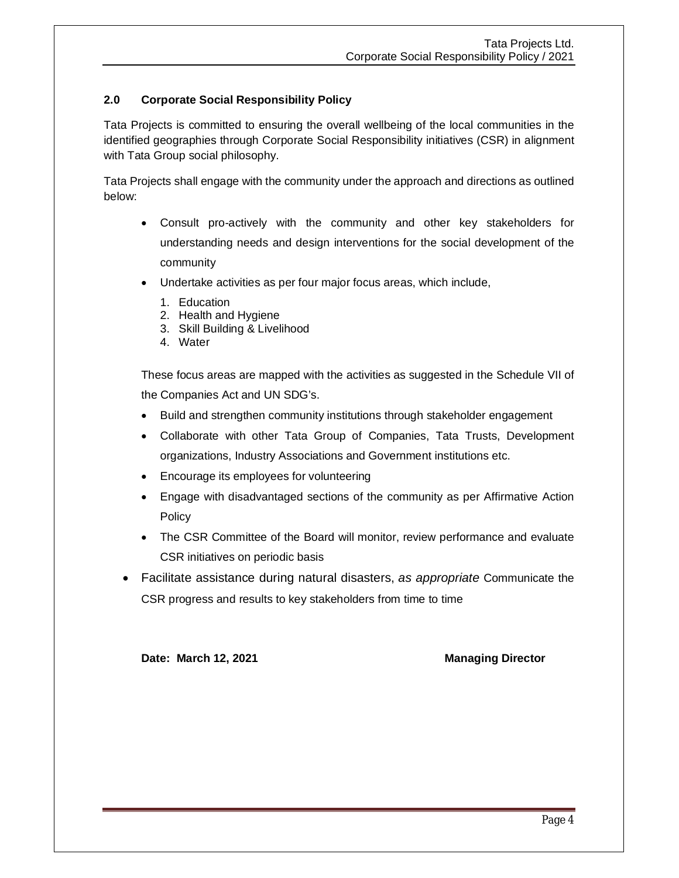## 2.0 Corporate Social Responsibility Policy

Tata Projects is committed to ensuring the overall wellbeing of the local communities in the identified geographies through Corporate Social Responsibility initiatives (CSR) in alignment with Tata Group social philosophy.

Tata Projects shall engage with the community under the approach and directions as outlined below:

- Consult pro-actively with the community and other key stakeholders for understanding needs and design interventions for the social development of the community
- Undertake activities as per four major focus areas, which include,
  1. Education
  2. Health and Hygiene
  3. Skill Building & Livelihood
  4. Water

  These focus areas are mapped with the activities as suggested in the Schedule VII of the Companies Act and UN SDG's.
- Build and strengthen community institutions through stakeholder engagement
- Collaborate with other Tata Group of Companies, Tata Trusts, Development organizations, Industry Associations and Government institutions etc.
- Encourage its employees for volunteering
- Engage with disadvantaged sections of the community as per Affirmative Action Policy
- The CSR Committee of the Board will monitor, review performance and evaluate CSR initiatives on periodic basis

- Facilitate assistance during natural disasters, *as appropriate* Communicate the CSR progress and results to key stakeholders from time to time

**Date: March 12, 2021** **Managing Director**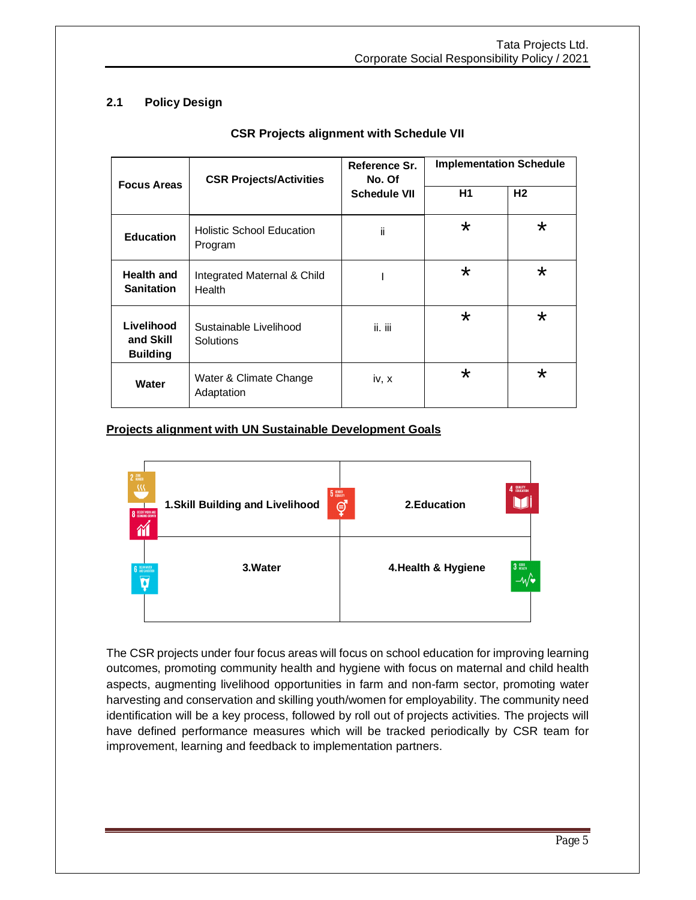## 2.1 Policy Design

**CSR Projects alignment with Schedule VII**

| Focus Areas | CSR Projects/Activities | Reference Sr. No. Of Schedule VII | Implementation Schedule | |
|---|---|---|---|---|
| | | | H1 | H2 |
| **Education** | Holistic School Education Program | ii | * | * |
| **Health and Sanitation** | Integrated Maternal & Child Health | I | * | * |
| **Livelihood and Skill Building** | Sustainable Livelihood Solutions | ii. iii | * | * |
| **Water** | Water & Climate Change Adaptation | iv, x | * | * |

**Projects alignment with UN Sustainable Development Goals**

| | |
|---|---|
| **1.Skill Building and Livelihood** | **2.Education** |
| **3.Water** | **4.Health & Hygiene** |

The CSR projects under four focus areas will focus on school education for improving learning outcomes, promoting community health and hygiene with focus on maternal and child health aspects, augmenting livelihood opportunities in farm and non-farm sector, promoting water harvesting and conservation and skilling youth/women for employability. The community need identification will be a key process, followed by roll out of projects activities. The projects will have defined performance measures which will be tracked periodically by CSR team for improvement, learning and feedback to implementation partners.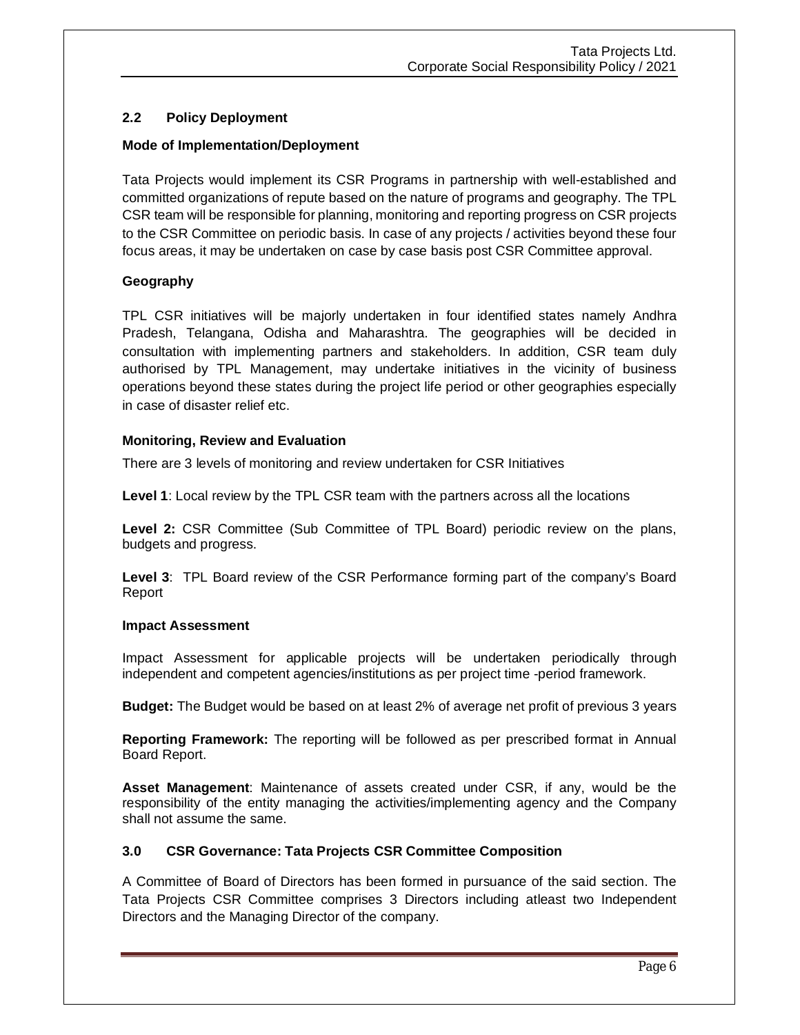## 2.2 Policy Deployment

**Mode of Implementation/Deployment**

Tata Projects would implement its CSR Programs in partnership with well-established and committed organizations of repute based on the nature of programs and geography. The TPL CSR team will be responsible for planning, monitoring and reporting progress on CSR projects to the CSR Committee on periodic basis. In case of any projects / activities beyond these four focus areas, it may be undertaken on case by case basis post CSR Committee approval.

**Geography**

TPL CSR initiatives will be majorly undertaken in four identified states namely Andhra Pradesh, Telangana, Odisha and Maharashtra. The geographies will be decided in consultation with implementing partners and stakeholders. In addition, CSR team duly authorised by TPL Management, may undertake initiatives in the vicinity of business operations beyond these states during the project life period or other geographies especially in case of disaster relief etc.

**Monitoring, Review and Evaluation**

There are 3 levels of monitoring and review undertaken for CSR Initiatives

**Level 1**: Local review by the TPL CSR team with the partners across all the locations

**Level 2:** CSR Committee (Sub Committee of TPL Board) periodic review on the plans, budgets and progress.

**Level 3**: TPL Board review of the CSR Performance forming part of the company's Board Report

**Impact Assessment**

Impact Assessment for applicable projects will be undertaken periodically through independent and competent agencies/institutions as per project time -period framework.

**Budget:** The Budget would be based on at least 2% of average net profit of previous 3 years

**Reporting Framework:** The reporting will be followed as per prescribed format in Annual Board Report.

**Asset Management**: Maintenance of assets created under CSR, if any, would be the responsibility of the entity managing the activities/implementing agency and the Company shall not assume the same.

## 3.0 CSR Governance: Tata Projects CSR Committee Composition

A Committee of Board of Directors has been formed in pursuance of the said section. The Tata Projects CSR Committee comprises 3 Directors including atleast two Independent Directors and the Managing Director of the company.